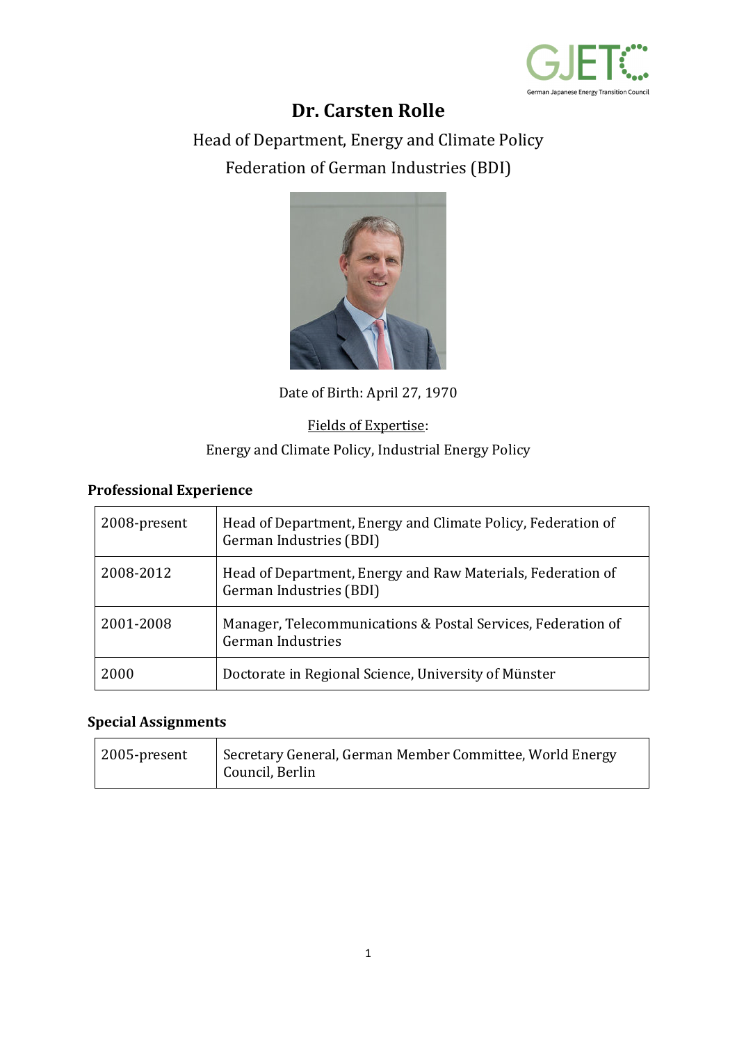# Dr. Carsten Rolle

Head of Department, Energy and Climate Policy

Federation of German Industries (BDI)

Date of Birth: April 27, 1970

Fields of Expertise:

Energy and Climate Policy, Industrial Energy Policy

## Professional Experience

| | |
|---|---|
| 2008-present | Head of Department, Energy and Climate Policy, Federation of German Industries (BDI) |
| 2008-2012 | Head of Department, Energy and Raw Materials, Federation of German Industries (BDI) |
| 2001-2008 | Manager, Telecommunications & Postal Services, Federation of German Industries |
| 2000 | Doctorate in Regional Science, University of Münster |

## Special Assignments

| | |
|---|---|
| 2005-present | Secretary General, German Member Committee, World Energy Council, Berlin |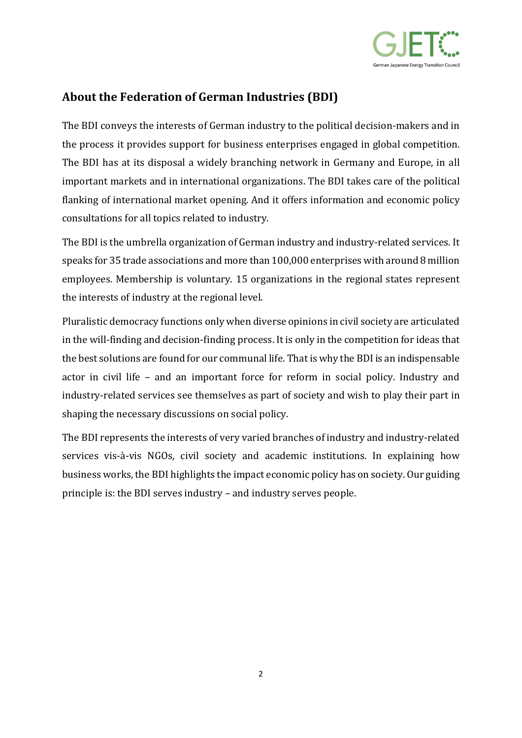## About the Federation of German Industries (BDI)

The BDI conveys the interests of German industry to the political decision-makers and in the process it provides support for business enterprises engaged in global competition. The BDI has at its disposal a widely branching network in Germany and Europe, in all important markets and in international organizations. The BDI takes care of the political flanking of international market opening. And it offers information and economic policy consultations for all topics related to industry.

The BDI is the umbrella organization of German industry and industry-related services. It speaks for 35 trade associations and more than 100,000 enterprises with around 8 million employees. Membership is voluntary. 15 organizations in the regional states represent the interests of industry at the regional level.

Pluralistic democracy functions only when diverse opinions in civil society are articulated in the will-finding and decision-finding process. It is only in the competition for ideas that the best solutions are found for our communal life. That is why the BDI is an indispensable actor in civil life – and an important force for reform in social policy. Industry and industry-related services see themselves as part of society and wish to play their part in shaping the necessary discussions on social policy.

The BDI represents the interests of very varied branches of industry and industry-related services vis-à-vis NGOs, civil society and academic institutions. In explaining how business works, the BDI highlights the impact economic policy has on society. Our guiding principle is: the BDI serves industry – and industry serves people.